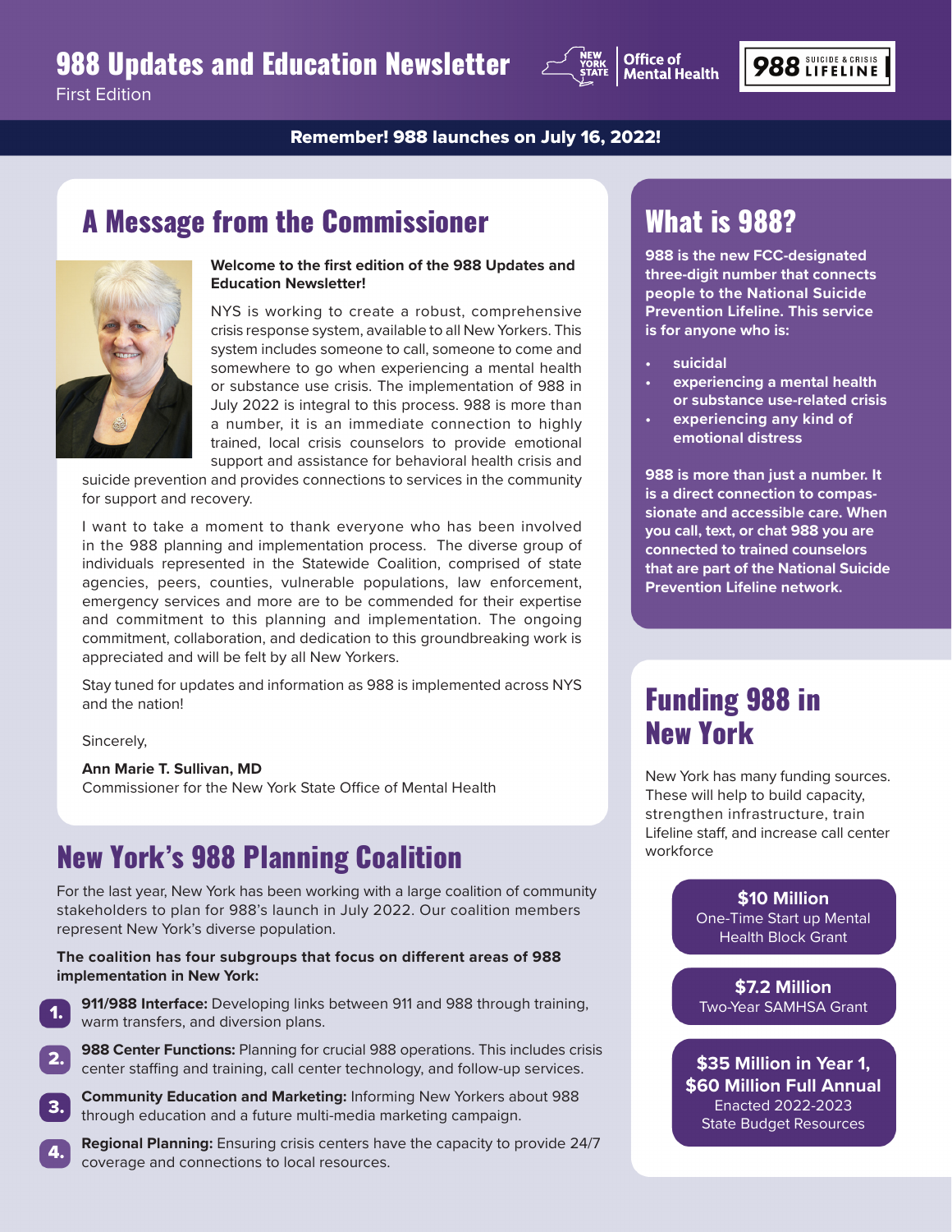# 988 Updates and Education Newsletter

First Edition

**Remember! 988 launches on July 16, 2022!**

## A Message from the Commissioner

**Welcome to the first edition of the 988 Updates and Education Newsletter!**

NYS is working to create a robust, comprehensive crisis response system, available to all New Yorkers. This system includes someone to call, someone to come and somewhere to go when experiencing a mental health or substance use crisis. The implementation of 988 in July 2022 is integral to this process. 988 is more than a number, it is an immediate connection to highly trained, local crisis counselors to provide emotional support and assistance for behavioral health crisis and suicide prevention and provides connections to services in the community for support and recovery.

I want to take a moment to thank everyone who has been involved in the 988 planning and implementation process. The diverse group of individuals represented in the Statewide Coalition, comprised of state agencies, peers, counties, vulnerable populations, law enforcement, emergency services and more are to be commended for their expertise and commitment to this planning and implementation. The ongoing commitment, collaboration, and dedication to this groundbreaking work is appreciated and will be felt by all New Yorkers.

Stay tuned for updates and information as 988 is implemented across NYS and the nation!

Sincerely,

**Ann Marie T. Sullivan, MD**
Commissioner for the New York State Office of Mental Health

## New York's 988 Planning Coalition

For the last year, New York has been working with a large coalition of community stakeholders to plan for 988's launch in July 2022. Our coalition members represent New York's diverse population.

**The coalition has four subgroups that focus on different areas of 988 implementation in New York:**

1. **911/988 Interface:** Developing links between 911 and 988 through training, warm transfers, and diversion plans.
2. **988 Center Functions:** Planning for crucial 988 operations. This includes crisis center staffing and training, call center technology, and follow-up services.
3. **Community Education and Marketing:** Informing New Yorkers about 988 through education and a future multi-media marketing campaign.
4. **Regional Planning:** Ensuring crisis centers have the capacity to provide 24/7 coverage and connections to local resources.

## What is 988?

**988 is the new FCC-designated three-digit number that connects people to the National Suicide Prevention Lifeline. This service is for anyone who is:**

- **suicidal**
- **experiencing a mental health or substance use-related crisis**
- **experiencing any kind of emotional distress**

**988 is more than just a number. It is a direct connection to compassionate and accessible care. When you call, text, or chat 988 you are connected to trained counselors that are part of the National Suicide Prevention Lifeline network.**

## Funding 988 in New York

New York has many funding sources. These will help to build capacity, strengthen infrastructure, train Lifeline staff, and increase call center workforce

**$10 Million**
One-Time Start up Mental Health Block Grant

**$7.2 Million**
Two-Year SAMHSA Grant

**$35 Million in Year 1, $60 Million Full Annual**
Enacted 2022-2023 State Budget Resources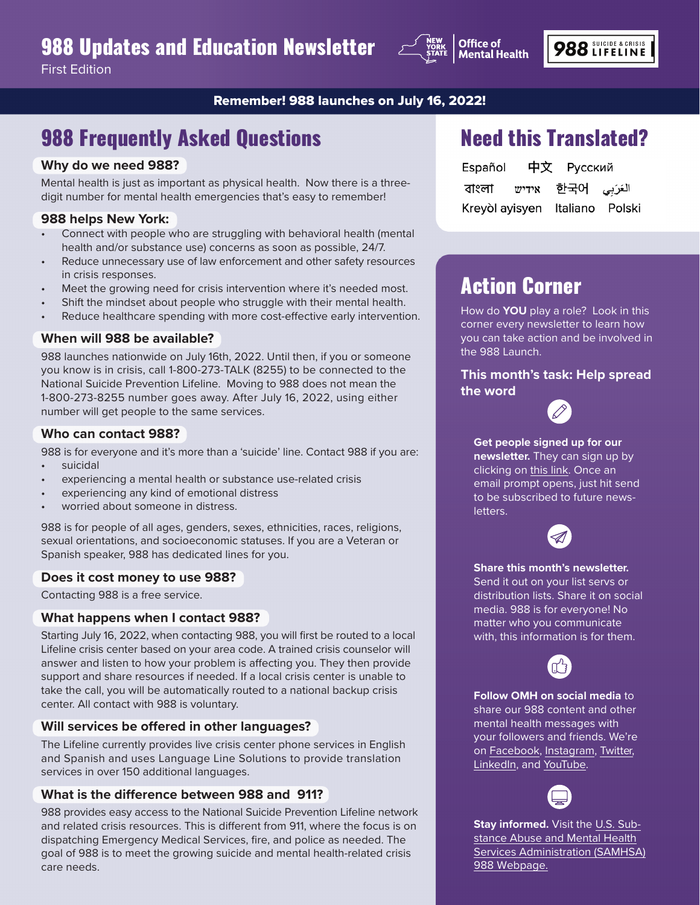# 988 Updates and Education Newsletter

First Edition

Office of Mental Health

988 SUICIDE & CRISIS LIFELINE

**Remember! 988 launches on July 16, 2022!**

## 988 Frequently Asked Questions

### Why do we need 988?

Mental health is just as important as physical health. Now there is a three-digit number for mental health emergencies that's easy to remember!

### 988 helps New York:

- Connect with people who are struggling with behavioral health (mental health and/or substance use) concerns as soon as possible, 24/7.
- Reduce unnecessary use of law enforcement and other safety resources in crisis responses.
- Meet the growing need for crisis intervention where it's needed most.
- Shift the mindset about people who struggle with their mental health.
- Reduce healthcare spending with more cost-effective early intervention.

### When will 988 be available?

988 launches nationwide on July 16th, 2022. Until then, if you or someone you know is in crisis, call 1-800-273-TALK (8255) to be connected to the National Suicide Prevention Lifeline. Moving to 988 does not mean the 1-800-273-8255 number goes away. After July 16, 2022, using either number will get people to the same services.

### Who can contact 988?

988 is for everyone and it's more than a 'suicide' line. Contact 988 if you are:

- suicidal
- experiencing a mental health or substance use-related crisis
- experiencing any kind of emotional distress
- worried about someone in distress.

988 is for people of all ages, genders, sexes, ethnicities, races, religions, sexual orientations, and socioeconomic statuses. If you are a Veteran or Spanish speaker, 988 has dedicated lines for you.

### Does it cost money to use 988?

Contacting 988 is a free service.

### What happens when I contact 988?

Starting July 16, 2022, when contacting 988, you will first be routed to a local Lifeline crisis center based on your area code. A trained crisis counselor will answer and listen to how your problem is affecting you. They then provide support and share resources if needed. If a local crisis center is unable to take the call, you will be automatically routed to a national backup crisis center. All contact with 988 is voluntary.

### Will services be offered in other languages?

The Lifeline currently provides live crisis center phone services in English and Spanish and uses Language Line Solutions to provide translation services in over 150 additional languages.

### What is the difference between 988 and 911?

988 provides easy access to the National Suicide Prevention Lifeline network and related crisis resources. This is different from 911, where the focus is on dispatching Emergency Medical Services, fire, and police as needed. The goal of 988 is to meet the growing suicide and mental health-related crisis care needs.

## Need this Translated?

Español 中文 Русский
বাংলা אידיש 한국어 العَرَبِي
Kreyòl ayisyen Italiano Polski

## Action Corner

How do **YOU** play a role? Look in this corner every newsletter to learn how you can take action and be involved in the 988 Launch.

### This month's task: Help spread the word

**Get people signed up for our newsletter.** They can sign up by clicking on this link. Once an email prompt opens, just hit send to be subscribed to future newsletters.

**Share this month's newsletter.** Send it out on your list servs or distribution lists. Share it on social media. 988 is for everyone! No matter who you communicate with, this information is for them.

**Follow OMH on social media** to share our 988 content and other mental health messages with your followers and friends. We're on Facebook, Instagram, Twitter, LinkedIn, and YouTube.

**Stay informed.** Visit the U.S. Substance Abuse and Mental Health Services Administration (SAMHSA) 988 Webpage.